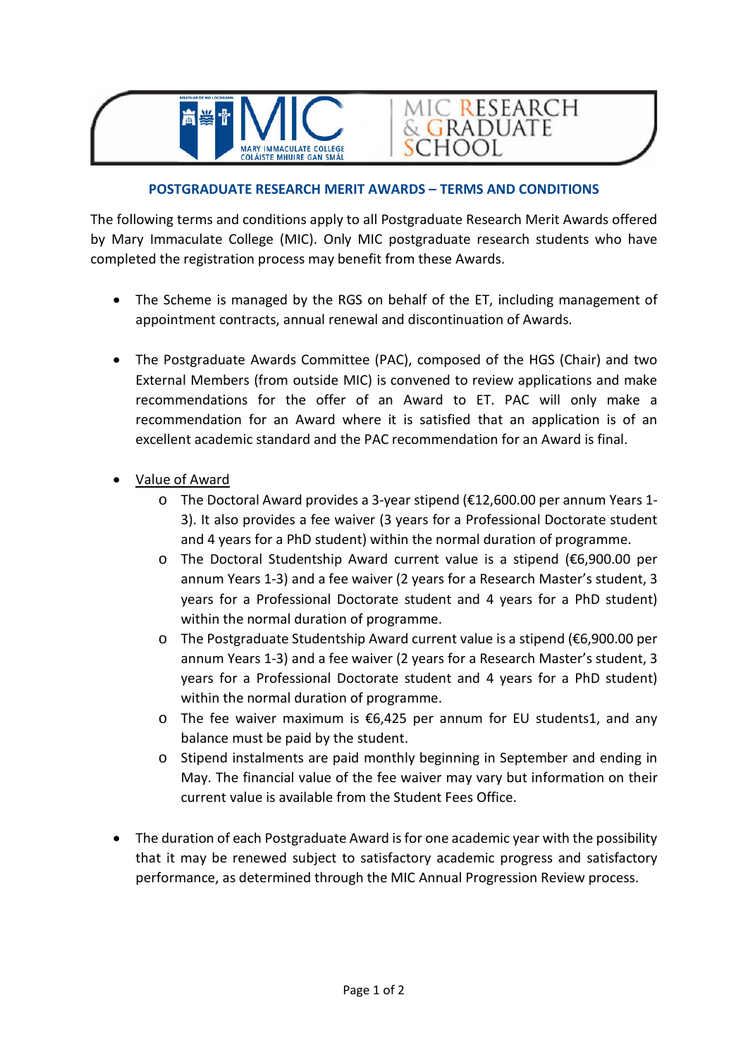## POSTGRADUATE RESEARCH MERIT AWARDS – TERMS AND CONDITIONS

The following terms and conditions apply to all Postgraduate Research Merit Awards offered by Mary Immaculate College (MIC). Only MIC postgraduate research students who have completed the registration process may benefit from these Awards.

- The Scheme is managed by the RGS on behalf of the ET, including management of appointment contracts, annual renewal and discontinuation of Awards.

- The Postgraduate Awards Committee (PAC), composed of the HGS (Chair) and two External Members (from outside MIC) is convened to review applications and make recommendations for the offer of an Award to ET. PAC will only make a recommendation for an Award where it is satisfied that an application is of an excellent academic standard and the PAC recommendation for an Award is final.

- <u>Value of Award</u>
  - The Doctoral Award provides a 3-year stipend (€12,600.00 per annum Years 1-3). It also provides a fee waiver (3 years for a Professional Doctorate student and 4 years for a PhD student) within the normal duration of programme.
  - The Doctoral Studentship Award current value is a stipend (€6,900.00 per annum Years 1-3) and a fee waiver (2 years for a Research Master's student, 3 years for a Professional Doctorate student and 4 years for a PhD student) within the normal duration of programme.
  - The Postgraduate Studentship Award current value is a stipend (€6,900.00 per annum Years 1-3) and a fee waiver (2 years for a Research Master's student, 3 years for a Professional Doctorate student and 4 years for a PhD student) within the normal duration of programme.
  - The fee waiver maximum is €6,425 per annum for EU students[1], and any balance must be paid by the student.
  - Stipend instalments are paid monthly beginning in September and ending in May. The financial value of the fee waiver may vary but information on their current value is available from the Student Fees Office.

- The duration of each Postgraduate Award is for one academic year with the possibility that it may be renewed subject to satisfactory academic progress and satisfactory performance, as determined through the MIC Annual Progression Review process.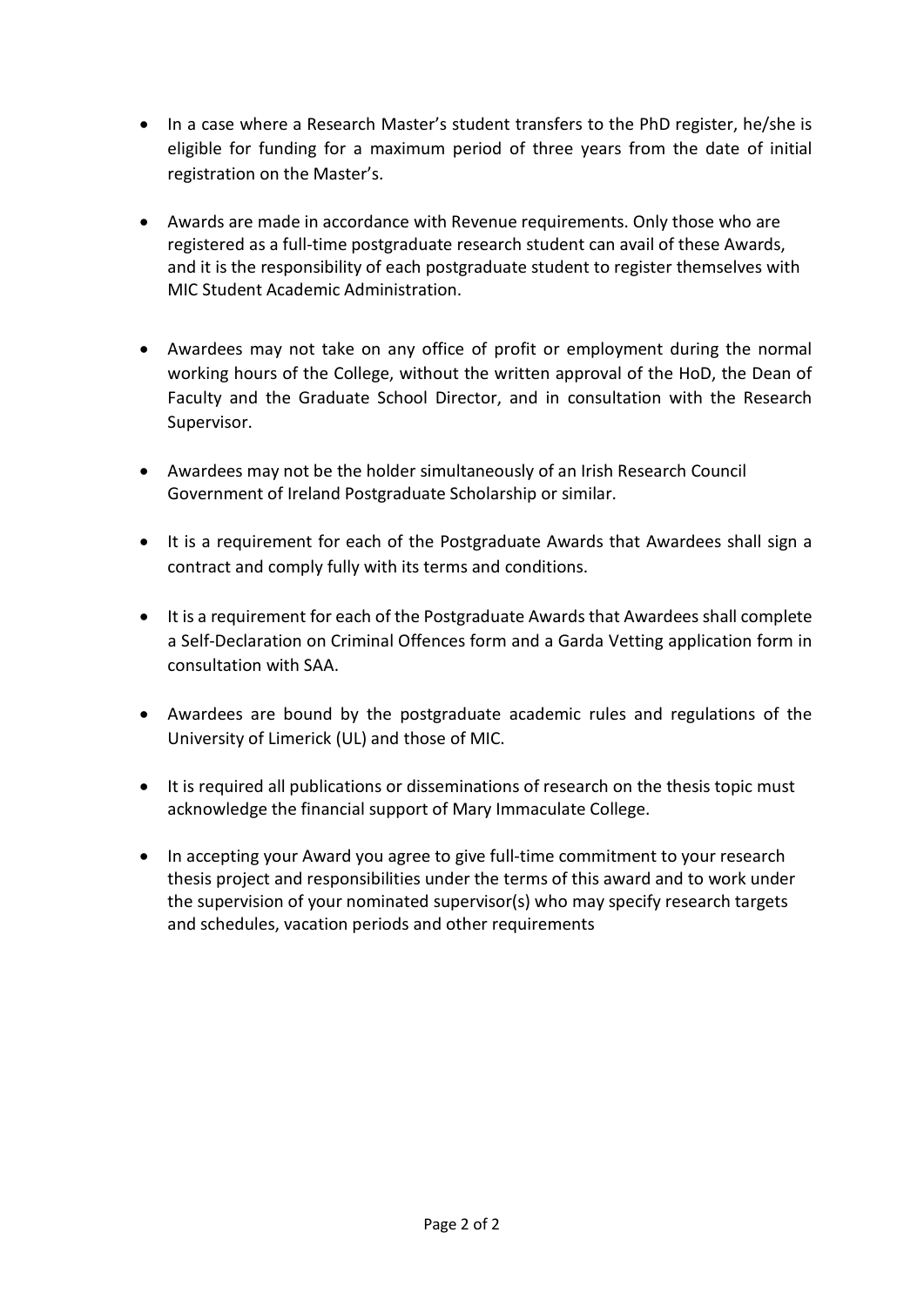- In a case where a Research Master's student transfers to the PhD register, he/she is eligible for funding for a maximum period of three years from the date of initial registration on the Master's.

- Awards are made in accordance with Revenue requirements. Only those who are registered as a full-time postgraduate research student can avail of these Awards, and it is the responsibility of each postgraduate student to register themselves with MIC Student Academic Administration.

- Awardees may not take on any office of profit or employment during the normal working hours of the College, without the written approval of the HoD, the Dean of Faculty and the Graduate School Director, and in consultation with the Research Supervisor.

- Awardees may not be the holder simultaneously of an Irish Research Council Government of Ireland Postgraduate Scholarship or similar.

- It is a requirement for each of the Postgraduate Awards that Awardees shall sign a contract and comply fully with its terms and conditions.

- It is a requirement for each of the Postgraduate Awards that Awardees shall complete a Self-Declaration on Criminal Offences form and a Garda Vetting application form in consultation with SAA.

- Awardees are bound by the postgraduate academic rules and regulations of the University of Limerick (UL) and those of MIC.

- It is required all publications or disseminations of research on the thesis topic must acknowledge the financial support of Mary Immaculate College.

- In accepting your Award you agree to give full-time commitment to your research thesis project and responsibilities under the terms of this award and to work under the supervision of your nominated supervisor(s) who may specify research targets and schedules, vacation periods and other requirements